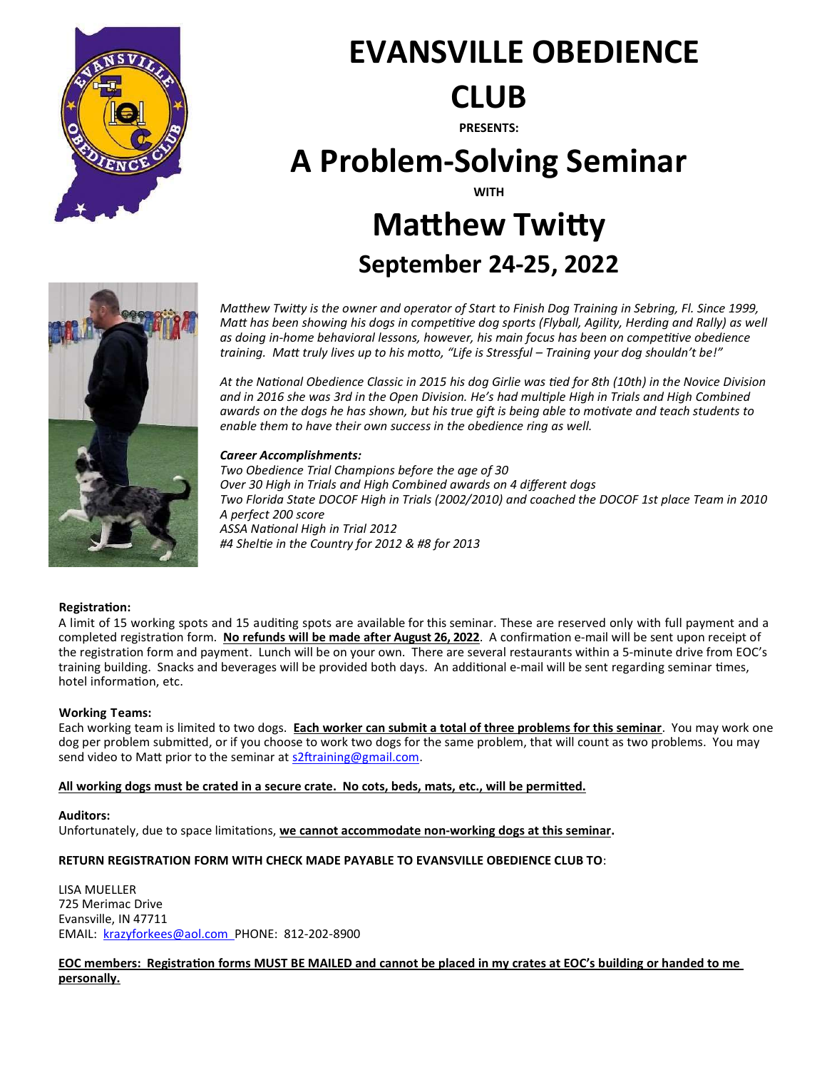# EVANSVILLE OBEDIENCE CLUB

**PRESENTS:**

# A Problem-Solving Seminar

**WITH**

# Matthew Twitty

## September 24-25, 2022

*Matthew Twitty is the owner and operator of Start to Finish Dog Training in Sebring, Fl. Since 1999, Matt has been showing his dogs in competitive dog sports (Flyball, Agility, Herding and Rally) as well as doing in-home behavioral lessons, however, his main focus has been on competitive obedience training. Matt truly lives up to his motto, "Life is Stressful – Training your dog shouldn't be!"*

*At the National Obedience Classic in 2015 his dog Girlie was tied for 8th (10th) in the Novice Division and in 2016 she was 3rd in the Open Division. He's had multiple High in Trials and High Combined awards on the dogs he has shown, but his true gift is being able to motivate and teach students to enable them to have their own success in the obedience ring as well.*

***Career Accomplishments:***
*Two Obedience Trial Champions before the age of 30*
*Over 30 High in Trials and High Combined awards on 4 different dogs*
*Two Florida State DOCOF High in Trials (2002/2010) and coached the DOCOF 1st place Team in 2010*
*A perfect 200 score*
*ASSA National High in Trial 2012*
*#4 Sheltie in the Country for 2012 & #8 for 2013*

**Registration:**
A limit of 15 working spots and 15 auditing spots are available for this seminar. These are reserved only with full payment and a completed registration form. **No refunds will be made after August 26, 2022**. A confirmation e-mail will be sent upon receipt of the registration form and payment. Lunch will be on your own. There are several restaurants within a 5-minute drive from EOC's training building. Snacks and beverages will be provided both days. An additional e-mail will be sent regarding seminar times, hotel information, etc.

**Working Teams:**
Each working team is limited to two dogs. **Each worker can submit a total of three problems for this seminar**. You may work one dog per problem submitted, or if you choose to work two dogs for the same problem, that will count as two problems. You may send video to Matt prior to the seminar at s2ftraining@gmail.com.

**All working dogs must be crated in a secure crate. No cots, beds, mats, etc., will be permitted.**

**Auditors:**
Unfortunately, due to space limitations, **we cannot accommodate non-working dogs at this seminar.**

**RETURN REGISTRATION FORM WITH CHECK MADE PAYABLE TO EVANSVILLE OBEDIENCE CLUB TO**:

LISA MUELLER
725 Merimac Drive
Evansville, IN 47711
EMAIL: krazyforkees@aol.com PHONE: 812-202-8900

**EOC members: Registration forms MUST BE MAILED and cannot be placed in my crates at EOC's building or handed to me personally.**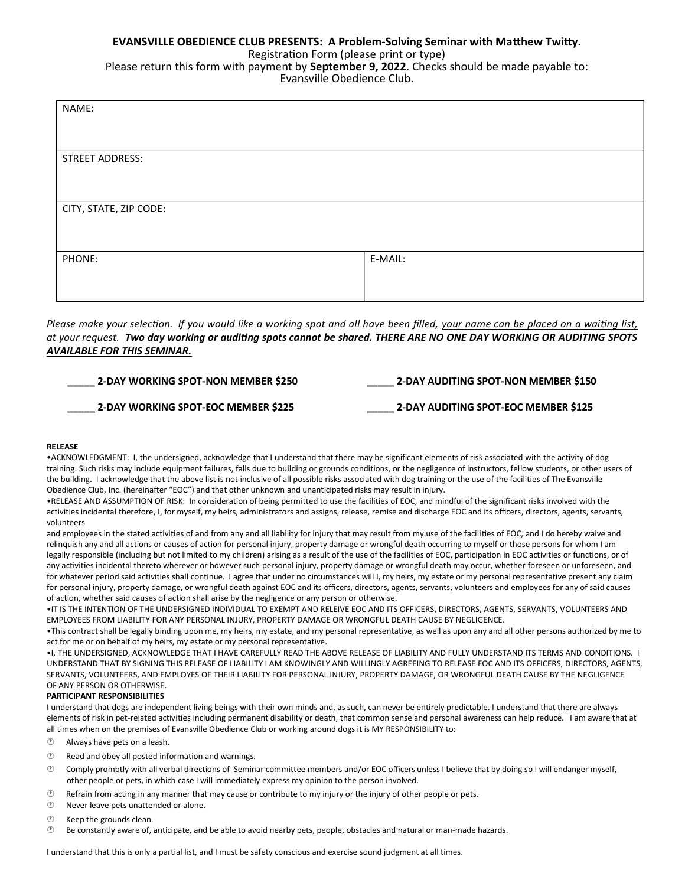**EVANSVILLE OBEDIENCE CLUB PRESENTS: A Problem-Solving Seminar with Matthew Twitty.**

Registration Form (please print or type)

Please return this form with payment by **September 9, 2022**. Checks should be made payable to: Evansville Obedience Club.

| NAME: | |
|---|---|
| STREET ADDRESS: | |
| CITY, STATE, ZIP CODE: | |
| PHONE: | E-MAIL: |

*Please make your selection. If you would like a working spot and all have been filled, your name can be placed on a waiting list, at your request.* ***Two day working or auditing spots cannot be shared. THERE ARE NO ONE DAY WORKING OR AUDITING SPOTS AVAILABLE FOR THIS SEMINAR.***

**_____ 2-DAY WORKING SPOT-NON MEMBER $250**

**_____ 2-DAY WORKING SPOT-EOC MEMBER $225**

**_____ 2-DAY AUDITING SPOT-NON MEMBER $150**

**_____ 2-DAY AUDITING SPOT-EOC MEMBER $125**

**RELEASE**

•ACKNOWLEDGMENT: I, the undersigned, acknowledge that I understand that there may be significant elements of risk associated with the activity of dog training. Such risks may include equipment failures, falls due to building or grounds conditions, or the negligence of instructors, fellow students, or other users of the building. I acknowledge that the above list is not inclusive of all possible risks associated with dog training or the use of the facilities of The Evansville Obedience Club, Inc. (hereinafter "EOC") and that other unknown and unanticipated risks may result in injury.

•RELEASE AND ASSUMPTION OF RISK: In consideration of being permitted to use the facilities of EOC, and mindful of the significant risks involved with the activities incidental therefore, I, for myself, my heirs, administrators and assigns, release, remise and discharge EOC and its officers, directors, agents, servants, volunteers and employees in the stated activities of and from any and all liability for injury that may result from my use of the facilities of EOC, and I do hereby waive and relinquish any and all actions or causes of action for personal injury, property damage or wrongful death occurring to myself or those persons for whom I am legally responsible (including but not limited to my children) arising as a result of the use of the facilities of EOC, participation in EOC activities or functions, or of any activities incidental thereto wherever or however such personal injury, property damage or wrongful death may occur, whether foreseen or unforeseen, and for whatever period said activities shall continue. I agree that under no circumstances will I, my heirs, my estate or my personal representative present any claim for personal injury, property damage, or wrongful death against EOC and its officers, directors, agents, servants, volunteers and employees for any of said causes of action, whether said causes of action shall arise by the negligence or any person or otherwise.

•IT IS THE INTENTION OF THE UNDERSIGNED INDIVIDUAL TO EXEMPT AND RELEIVE EOC AND ITS OFFICERS, DIRECTORS, AGENTS, SERVANTS, VOLUNTEERS AND EMPLOYEES FROM LIABILITY FOR ANY PERSONAL INJURY, PROPERTY DAMAGE OR WRONGFUL DEATH CAUSE BY NEGLIGENCE.

•This contract shall be legally binding upon me, my heirs, my estate, and my personal representative, as well as upon any and all other persons authorized by me to act for me or on behalf of my heirs, my estate or my personal representative.

•I, THE UNDERSIGNED, ACKNOWLEDGE THAT I HAVE CAREFULLY READ THE ABOVE RELEASE OF LIABILITY AND FULLY UNDERSTAND ITS TERMS AND CONDITIONS. I UNDERSTAND THAT BY SIGNING THIS RELEASE OF LIABILITY I AM KNOWINGLY AND WILLINGLY AGREEING TO RELEASE EOC AND ITS OFFICERS, DIRECTORS, AGENTS, SERVANTS, VOLUNTEERS, AND EMPLOYES OF THEIR LIABILITY FOR PERSONAL INJURY, PROPERTY DAMAGE, OR WRONGFUL DEATH CAUSE BY THE NEGLIGENCE OF ANY PERSON OR OTHERWISE.

**PARTICIPANT RESPONSIBILITIES**

I understand that dogs are independent living beings with their own minds and, as such, can never be entirely predictable. I understand that there are always elements of risk in pet-related activities including permanent disability or death, that common sense and personal awareness can help reduce. I am aware that at all times when on the premises of Evansville Obedience Club or working around dogs it is MY RESPONSIBILITY to:

- Always have pets on a leash.
- Read and obey all posted information and warnings.
- Comply promptly with all verbal directions of Seminar committee members and/or EOC officers unless I believe that by doing so I will endanger myself, other people or pets, in which case I will immediately express my opinion to the person involved.
- Refrain from acting in any manner that may cause or contribute to my injury or the injury of other people or pets.
- Never leave pets unattended or alone.
- Keep the grounds clean.
- Be constantly aware of, anticipate, and be able to avoid nearby pets, people, obstacles and natural or man-made hazards.

I understand that this is only a partial list, and I must be safety conscious and exercise sound judgment at all times.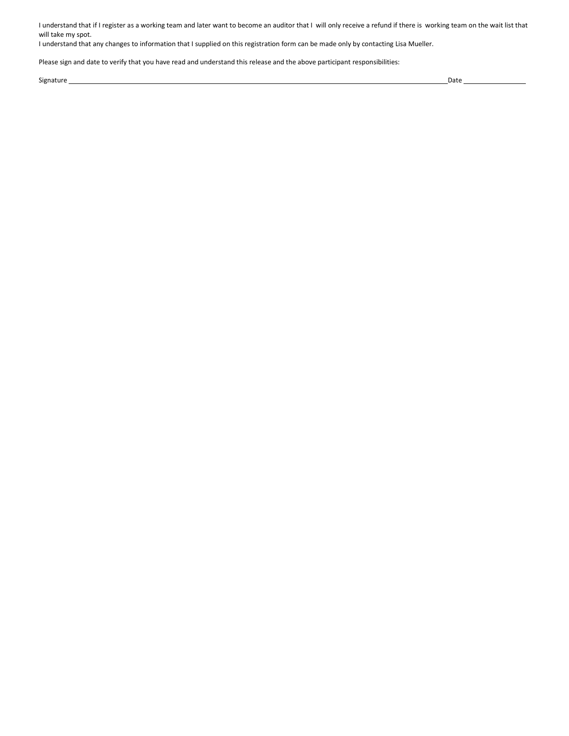I understand that if I register as a working team and later want to become an auditor that I will only receive a refund if there is working team on the wait list that will take my spot.
I understand that any changes to information that I supplied on this registration form can be made only by contacting Lisa Mueller.

Please sign and date to verify that you have read and understand this release and the above participant responsibilities:

Signature ______________________________________________________________________________________________ Date ________________